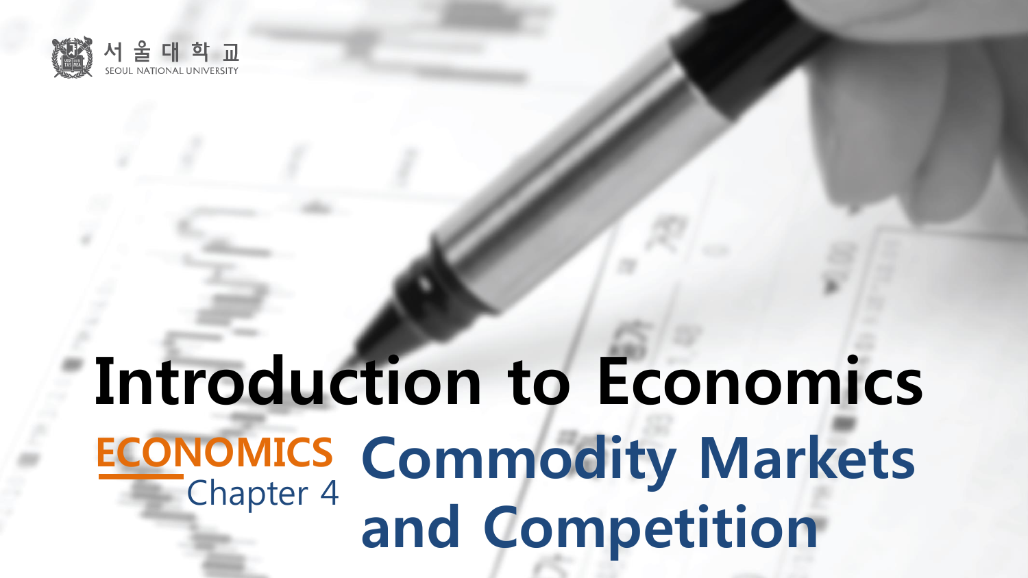서울대학교
SEOUL NATIONAL UNIVERSITY

# Introduction to Economics

ECONOMICS
Chapter 4

## Commodity Markets and Competition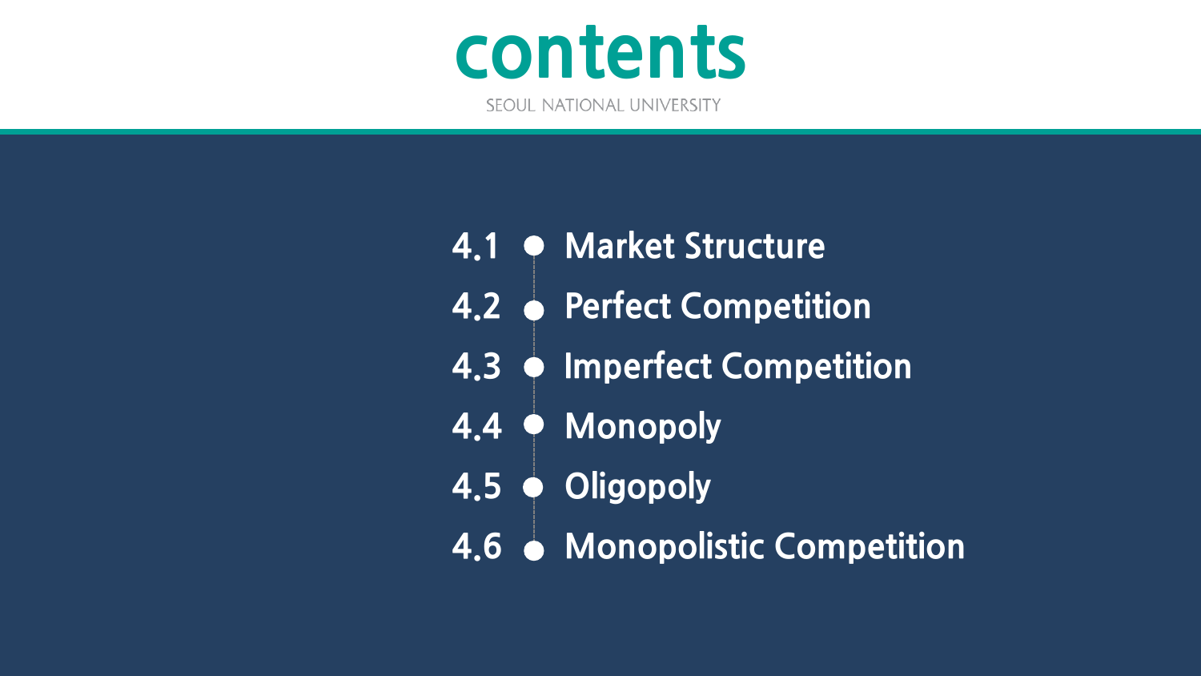# contents

SEOUL NATIONAL UNIVERSITY

- 4.1 Market Structure
- 4.2 Perfect Competition
- 4.3 Imperfect Competition
- 4.4 Monopoly
- 4.5 Oligopoly
- 4.6 Monopolistic Competition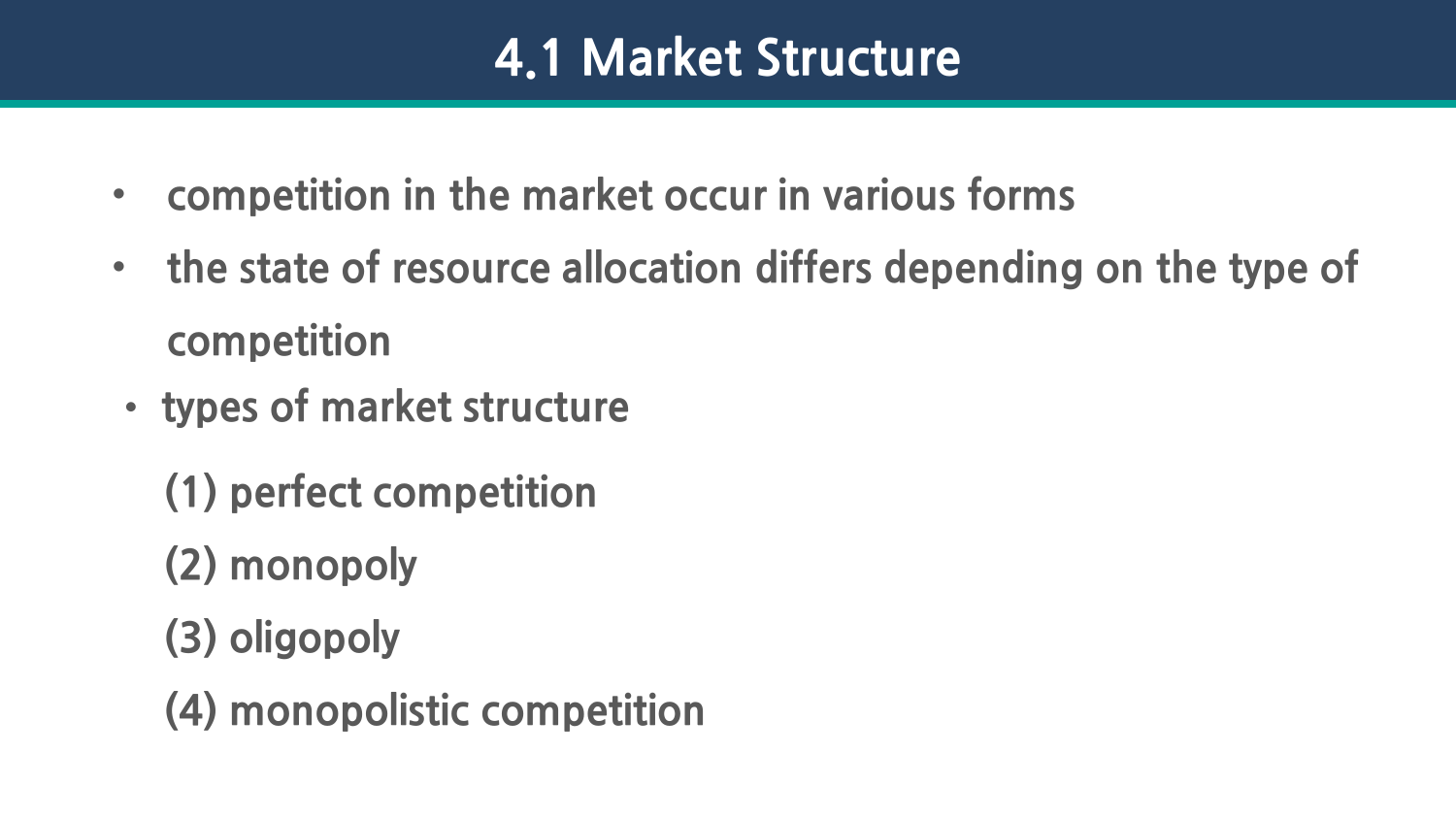# 4.1 Market Structure

- competition in the market occur in various forms
- the state of resource allocation differs depending on the type of competition
- types of market structure

  (1) perfect competition

  (2) monopoly

  (3) oligopoly

  (4) monopolistic competition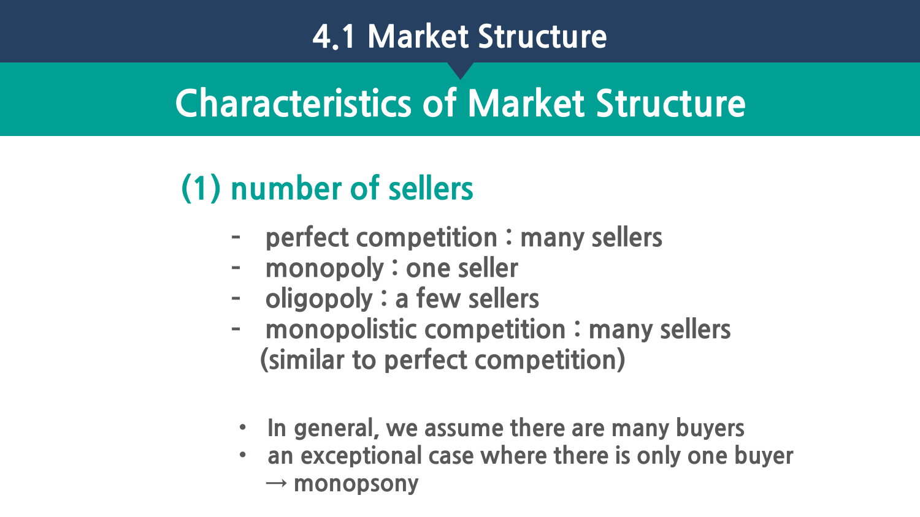# 4.1 Market Structure

## Characteristics of Market Structure

### (1) number of sellers

- perfect competition : many sellers
- monopoly : one seller
- oligopoly : a few sellers
- monopolistic competition : many sellers (similar to perfect competition)

- In general, we assume there are many buyers
- an exceptional case where there is only one buyer → monopsony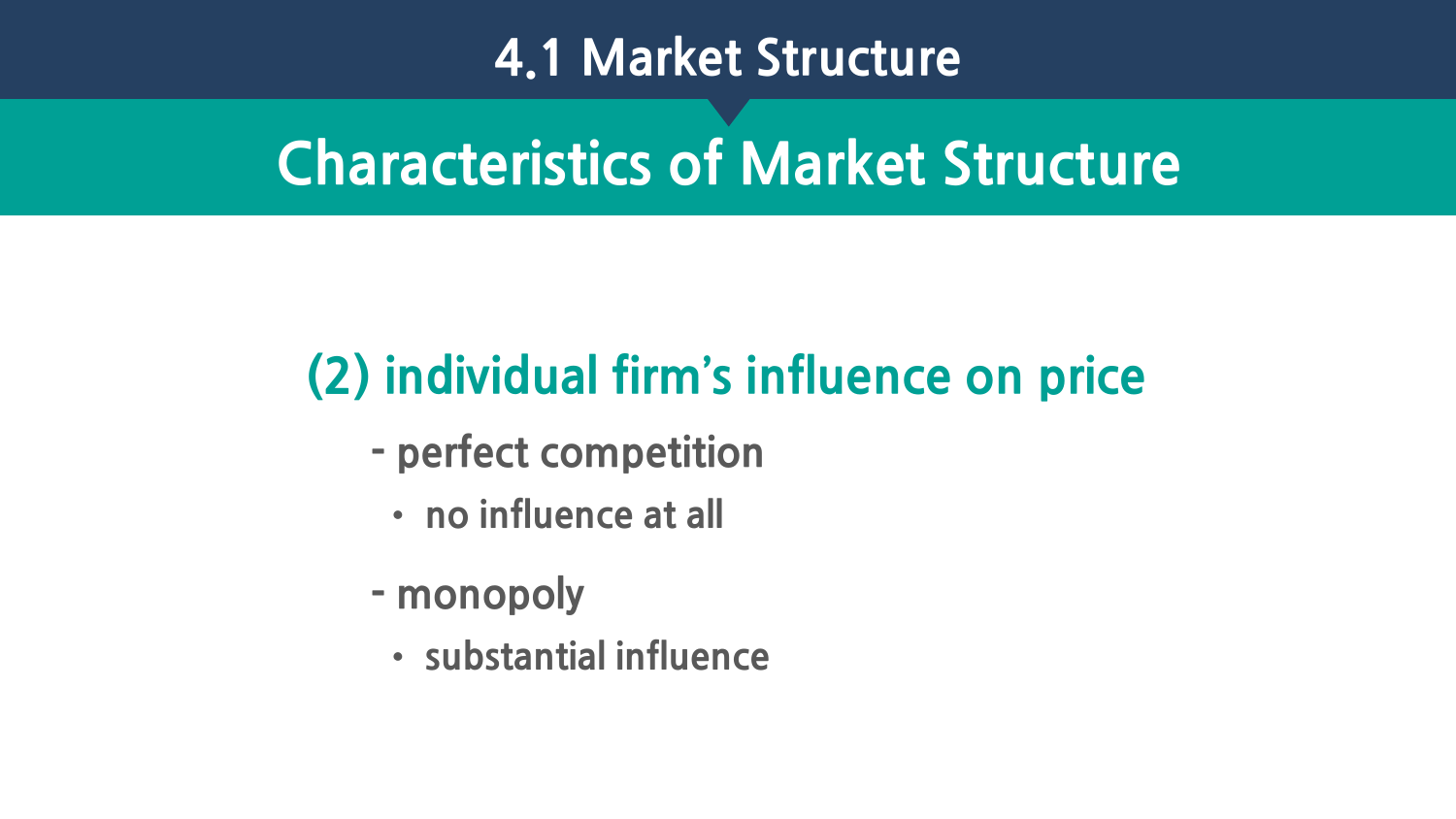# 4.1 Market Structure

## Characteristics of Market Structure

### (2) individual firm's influence on price

- perfect competition
  - no influence at all
- monopoly
  - substantial influence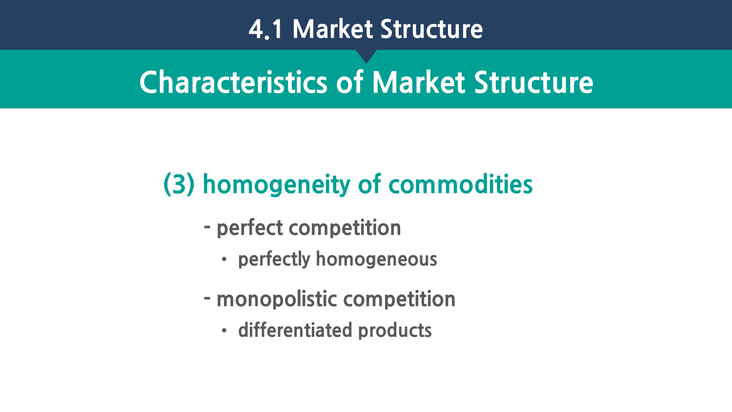# 4.1 Market Structure

## Characteristics of Market Structure

### (3) homogeneity of commodities

- perfect competition
  - perfectly homogeneous
- monopolistic competition
  - differentiated products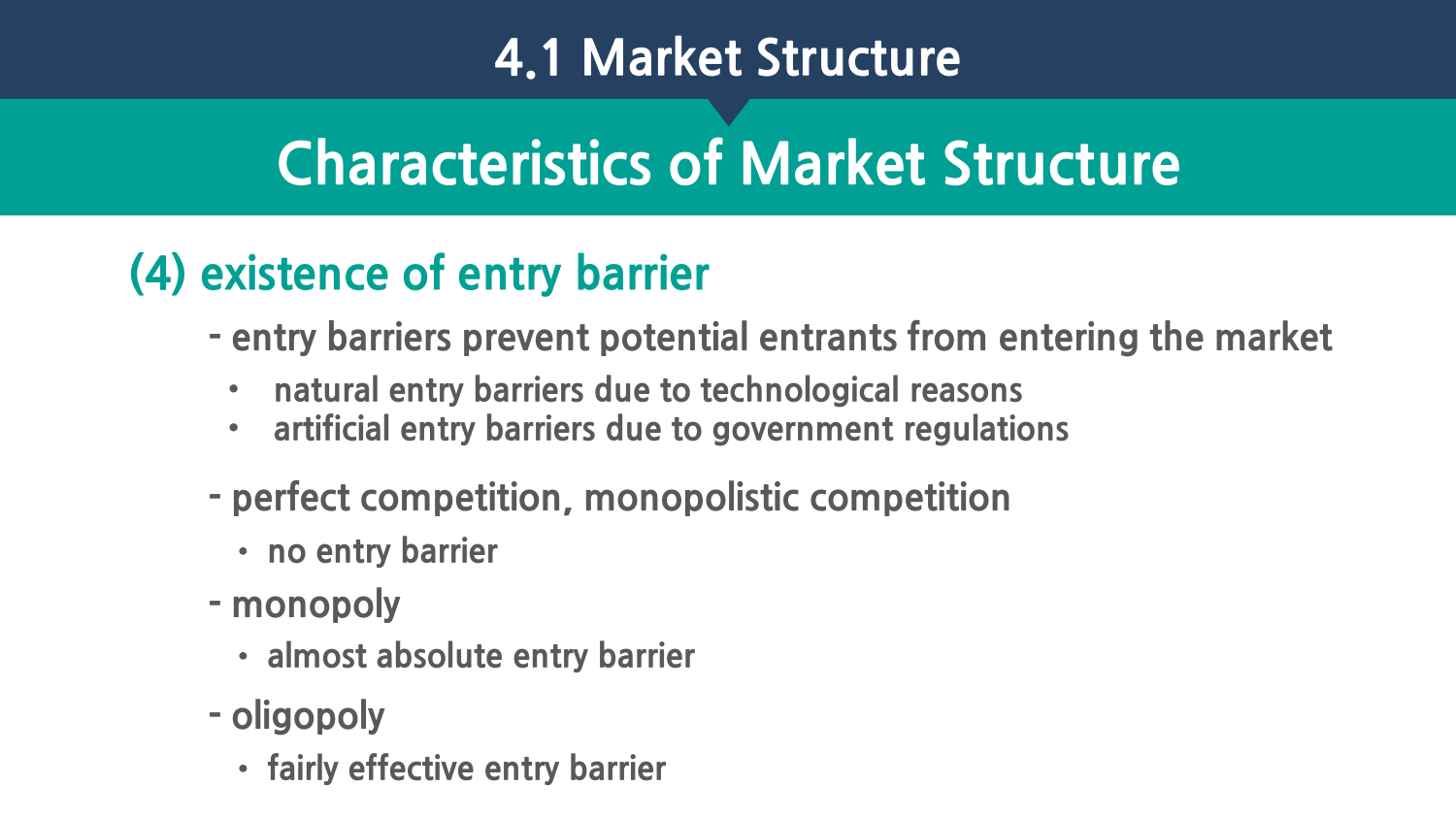# 4.1 Market Structure

## Characteristics of Market Structure

### (4) existence of entry barrier

- entry barriers prevent potential entrants from entering the market
  - natural entry barriers due to technological reasons
  - artificial entry barriers due to government regulations
- perfect competition, monopolistic competition
  - no entry barrier
- monopoly
  - almost absolute entry barrier
- oligopoly
  - fairly effective entry barrier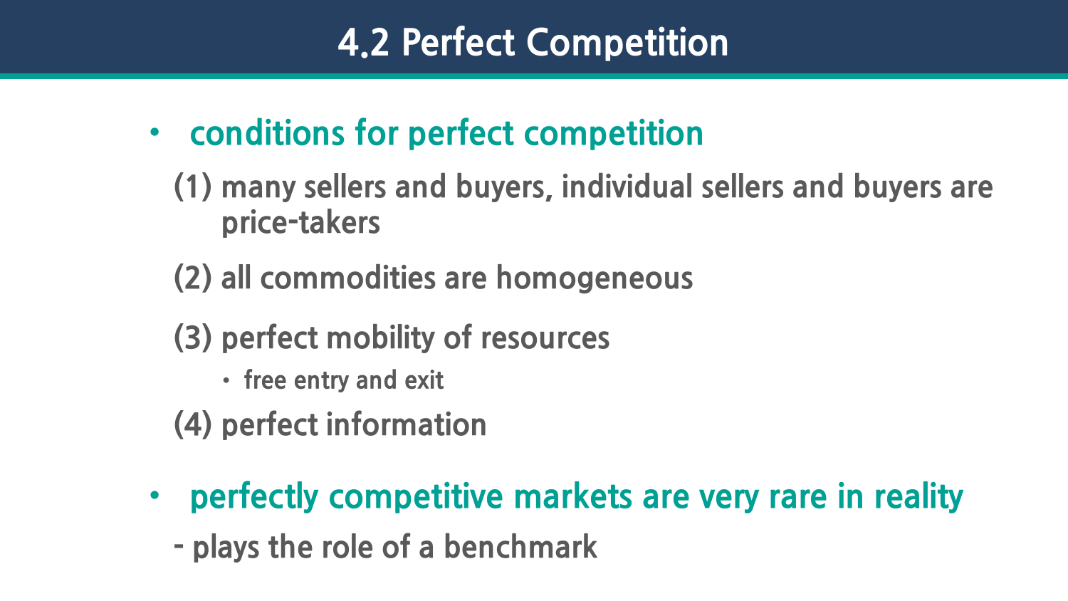# 4.2 Perfect Competition

- **conditions for perfect competition**

  (1) many sellers and buyers, individual sellers and buyers are price-takers

  (2) all commodities are homogeneous

  (3) perfect mobility of resources

  - free entry and exit

  (4) perfect information

- **perfectly competitive markets are very rare in reality**

  - plays the role of a benchmark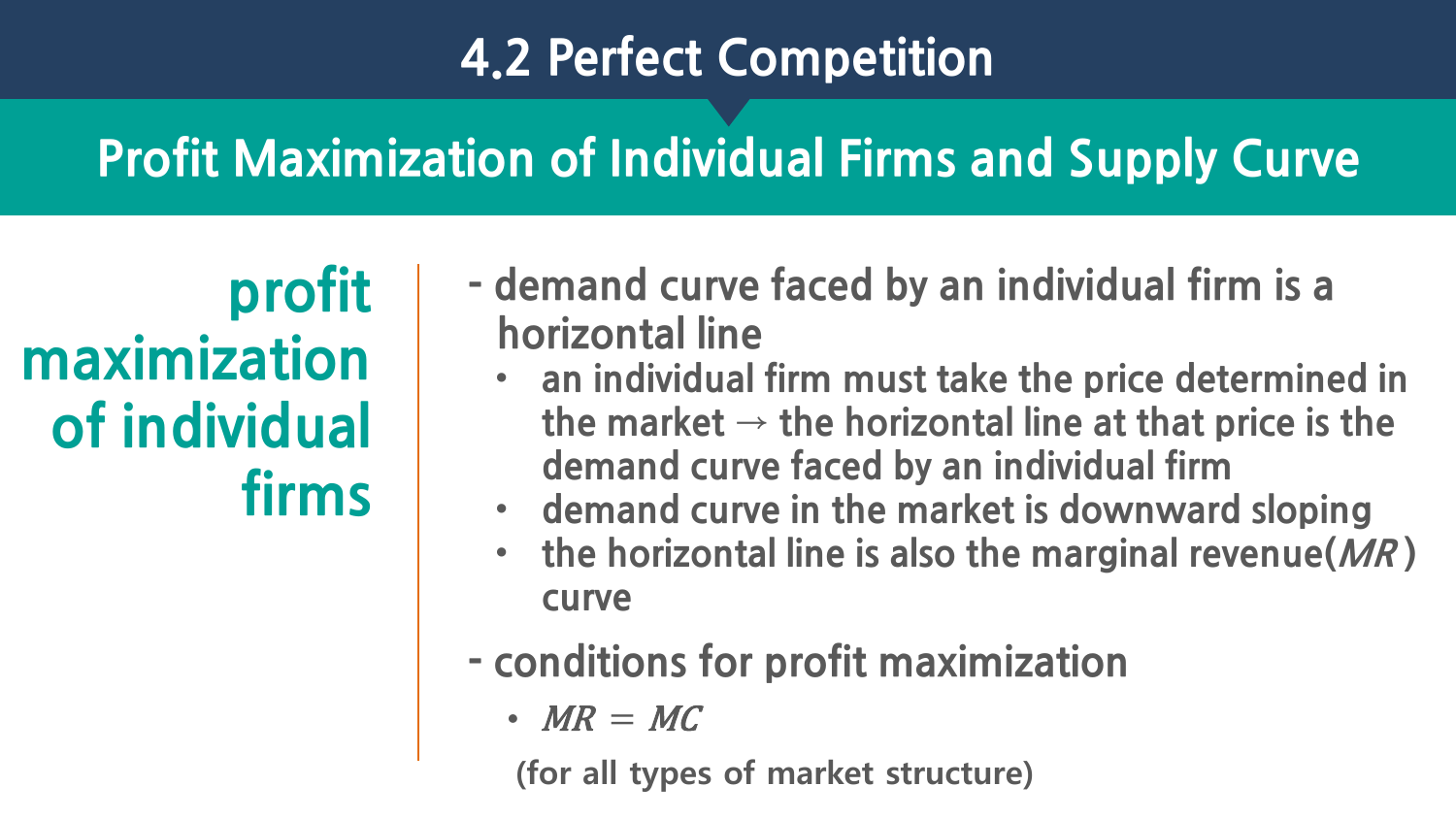# 4.2 Perfect Competition

## Profit Maximization of Individual Firms and Supply Curve

### profit maximization of individual firms

- demand curve faced by an individual firm is a horizontal line
  - an individual firm must take the price determined in the market → the horizontal line at that price is the demand curve faced by an individual firm
  - demand curve in the market is downward sloping
  - the horizontal line is also the marginal revenue($MR$) curve
- conditions for profit maximization
  - $MR = MC$

    (for all types of market structure)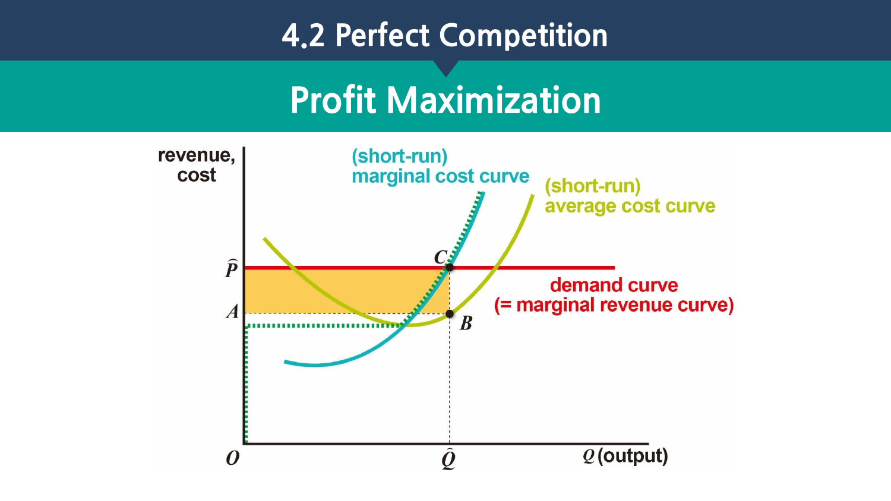# 4.2 Perfect Competition

## Profit Maximization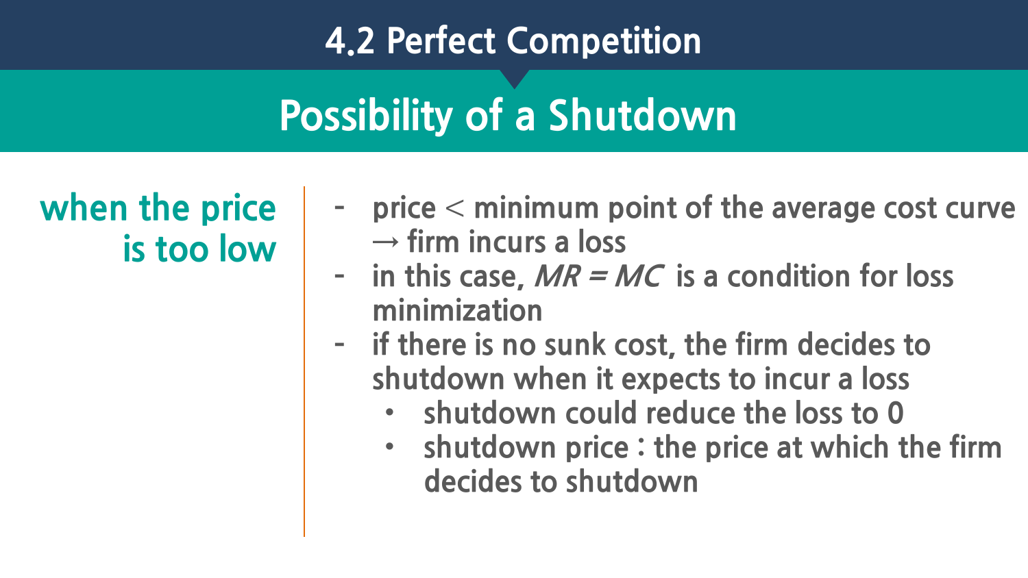# 4.2 Perfect Competition

## Possibility of a Shutdown

**when the price is too low**

- price < minimum point of the average cost curve → firm incurs a loss
- in this case, $MR = MC$ is a condition for loss minimization
- if there is no sunk cost, the firm decides to shutdown when it expects to incur a loss
  - shutdown could reduce the loss to 0
  - shutdown price : the price at which the firm decides to shutdown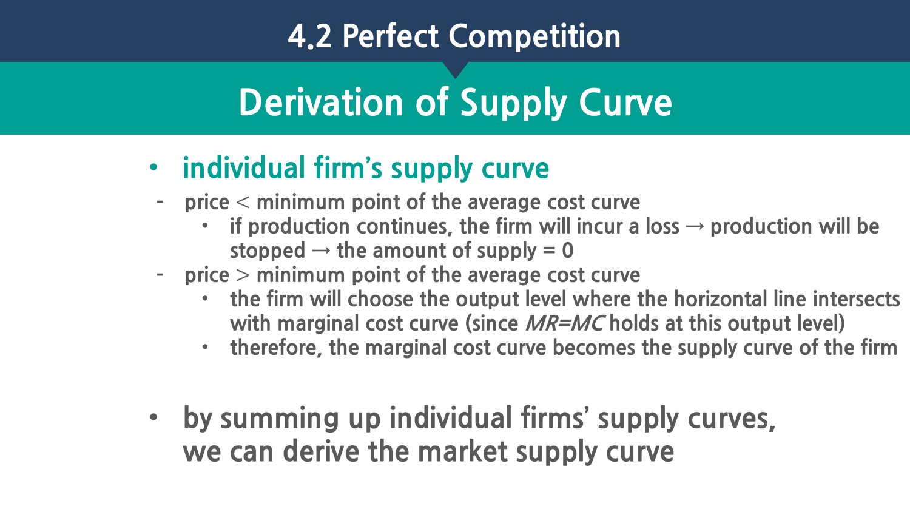# 4.2 Perfect Competition

## Derivation of Supply Curve

- **individual firm's supply curve**
  - price < minimum point of the average cost curve
    - if production continues, the firm will incur a loss → production will be stopped → the amount of supply = 0
  - price > minimum point of the average cost curve
    - the firm will choose the output level where the horizontal line intersects with marginal cost curve (since $MR=MC$ holds at this output level)
    - therefore, the marginal cost curve becomes the supply curve of the firm

- **by summing up individual firms' supply curves, we can derive the market supply curve**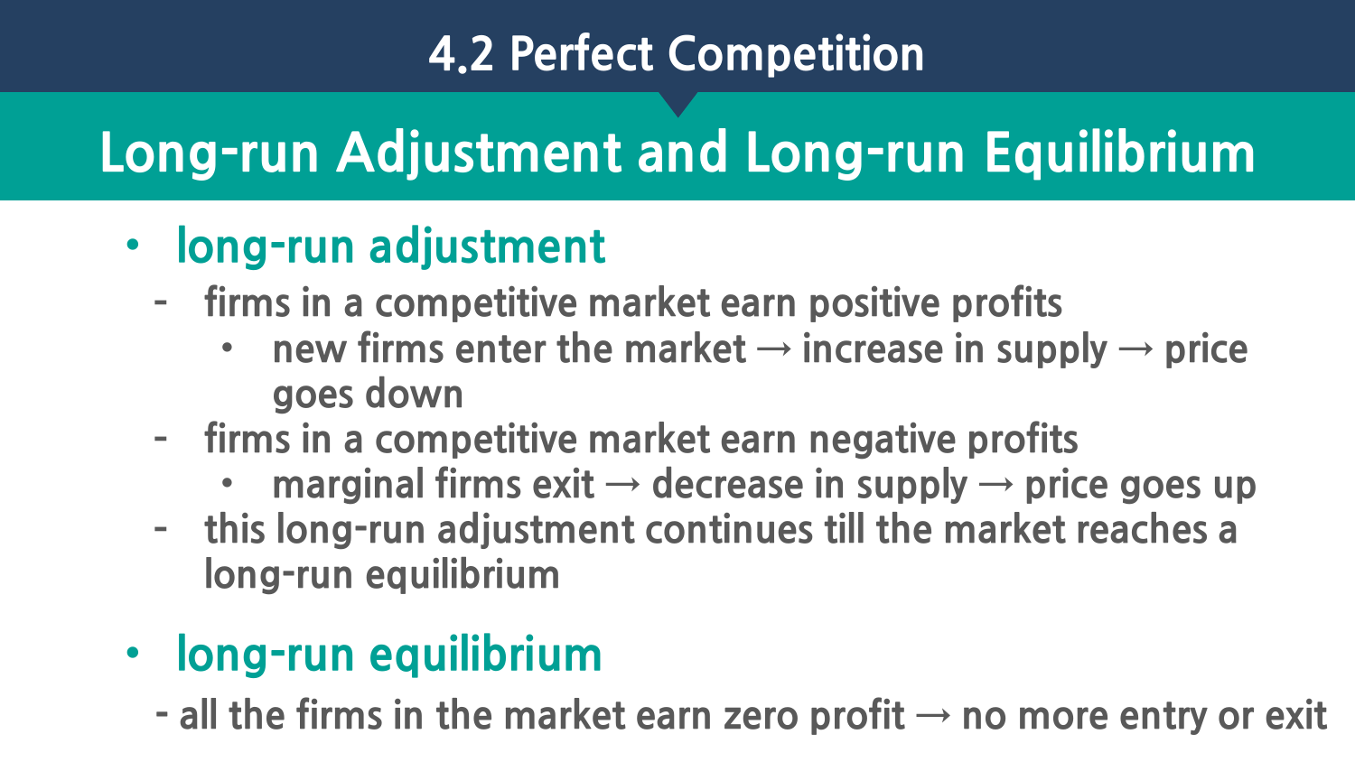# 4.2 Perfect Competition

## Long-run Adjustment and Long-run Equilibrium

- **long-run adjustment**
  - firms in a competitive market earn positive profits
    - new firms enter the market → increase in supply → price goes down
  - firms in a competitive market earn negative profits
    - marginal firms exit → decrease in supply → price goes up
  - this long-run adjustment continues till the market reaches a long-run equilibrium

- **long-run equilibrium**
  - all the firms in the market earn zero profit → no more entry or exit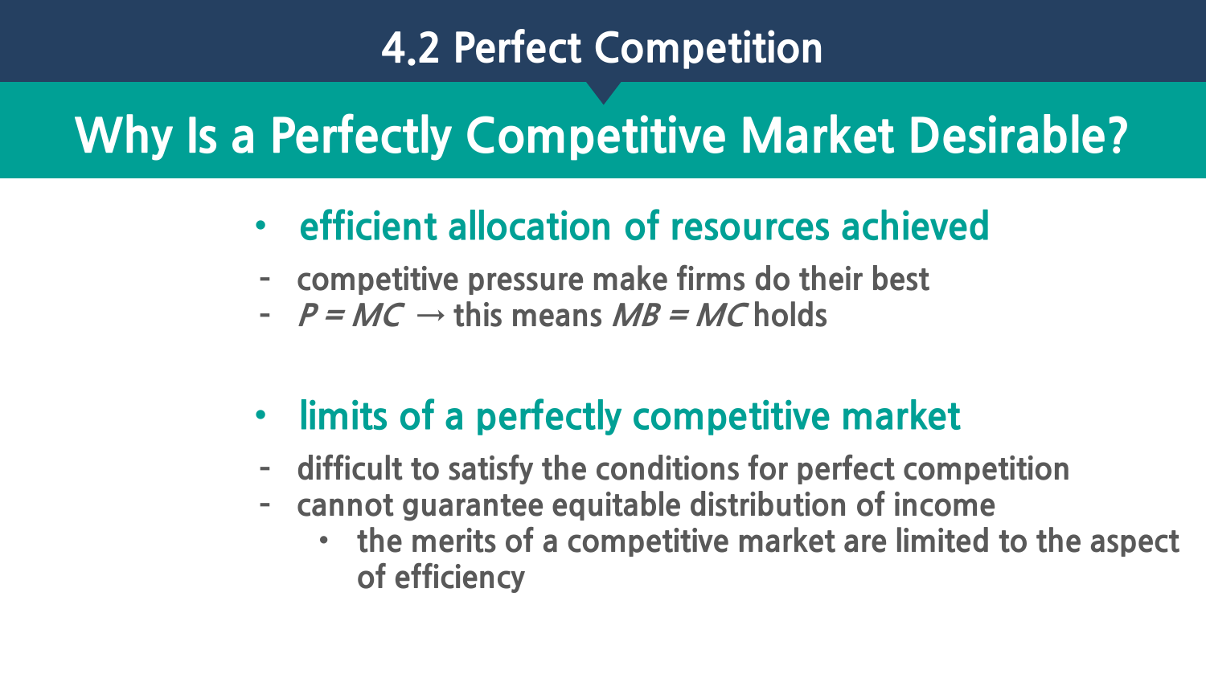## 4.2 Perfect Competition

# Why Is a Perfectly Competitive Market Desirable?

- **efficient allocation of resources achieved**
  - competitive pressure make firms do their best
  - $P = MC$ → this means $MB = MC$ holds

- **limits of a perfectly competitive market**
  - difficult to satisfy the conditions for perfect competition
  - cannot guarantee equitable distribution of income
    - the merits of a competitive market are limited to the aspect of efficiency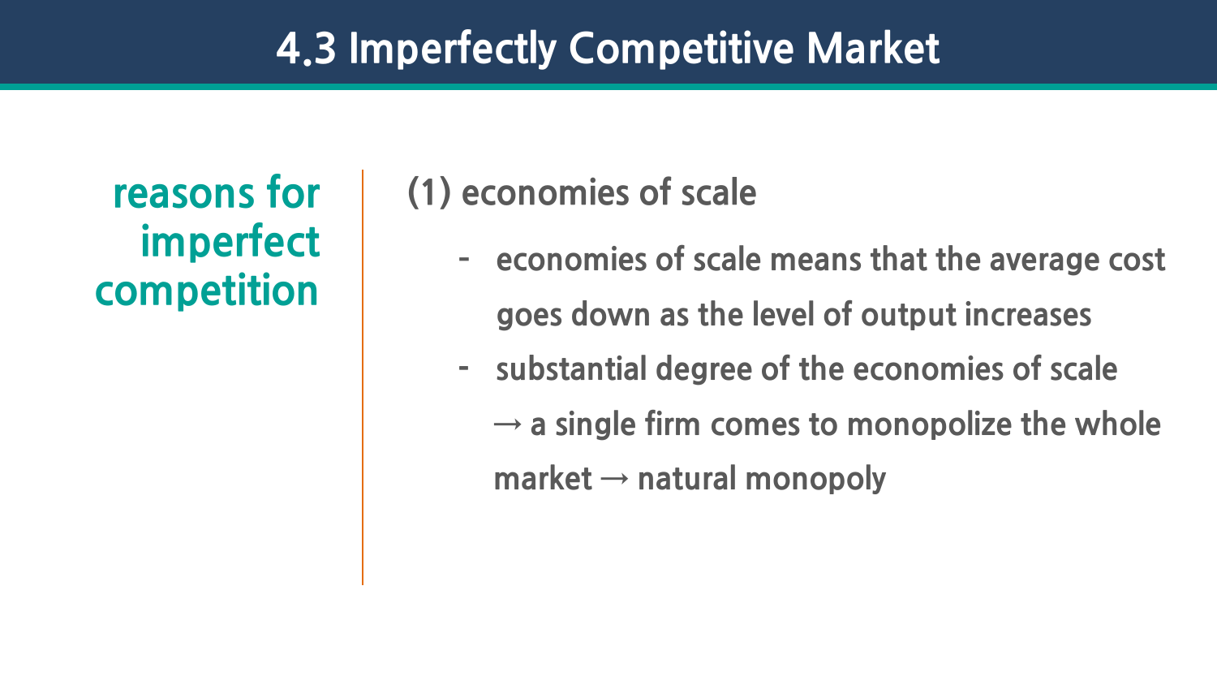# 4.3 Imperfectly Competitive Market

**reasons for imperfect competition**

(1) economies of scale

- economies of scale means that the average cost goes down as the level of output increases
- substantial degree of the economies of scale → a single firm comes to monopolize the whole market → natural monopoly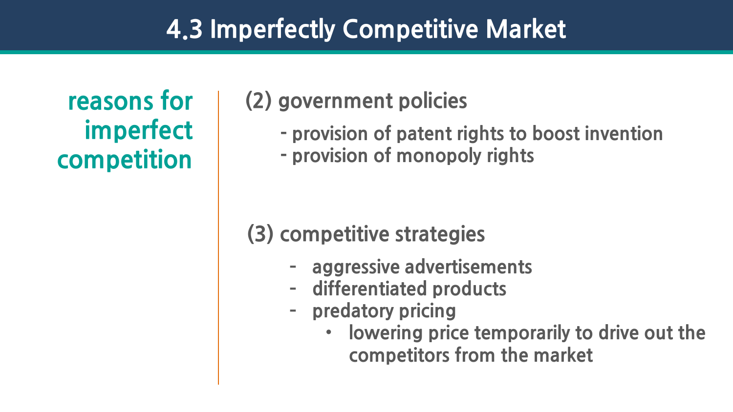# 4.3 Imperfectly Competitive Market

**reasons for imperfect competition**

(2) government policies

- provision of patent rights to boost invention
- provision of monopoly rights

(3) competitive strategies

- aggressive advertisements
- differentiated products
- predatory pricing
  - lowering price temporarily to drive out the competitors from the market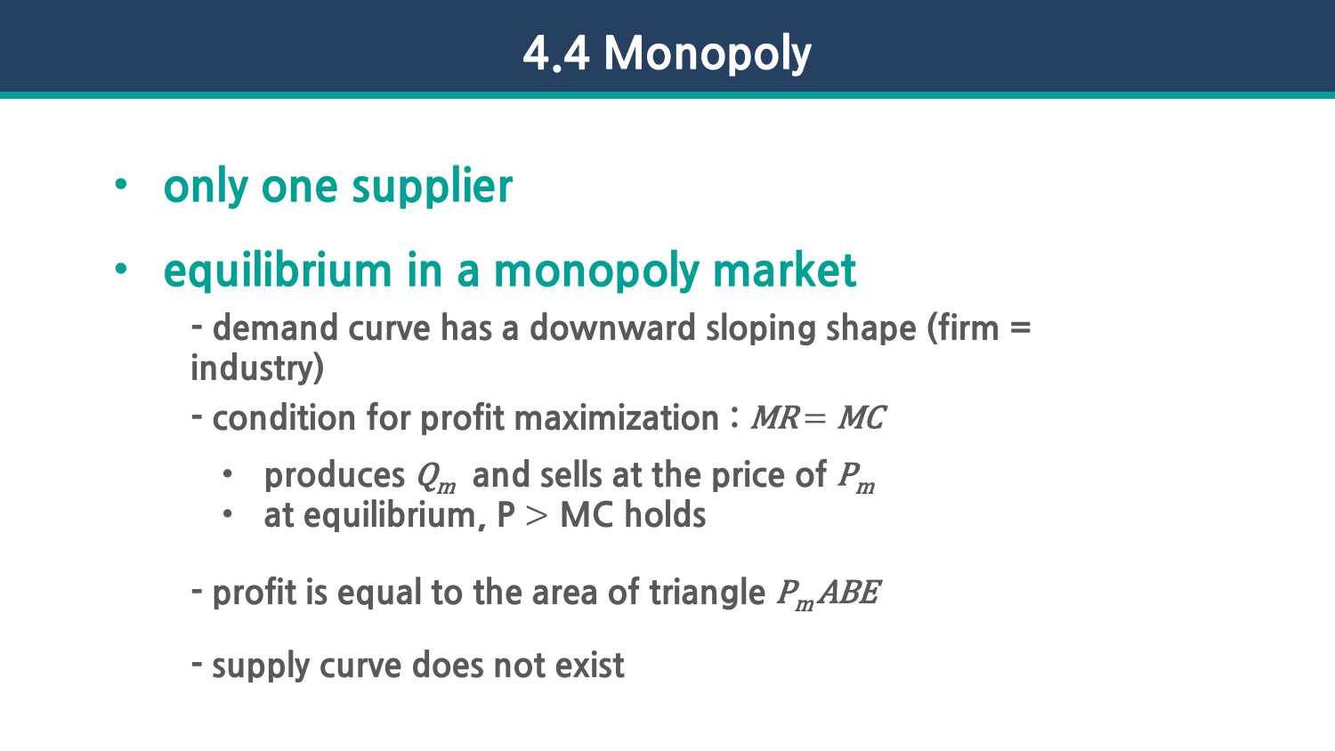# 4.4 Monopoly

- only one supplier
- equilibrium in a monopoly market
  - demand curve has a downward sloping shape (firm = industry)
  - condition for profit maximization : $MR = MC$
    - produces $Q_m$ and sells at the price of $P_m$
    - at equilibrium, P > MC holds
  - profit is equal to the area of triangle $P_mABE$
  - supply curve does not exist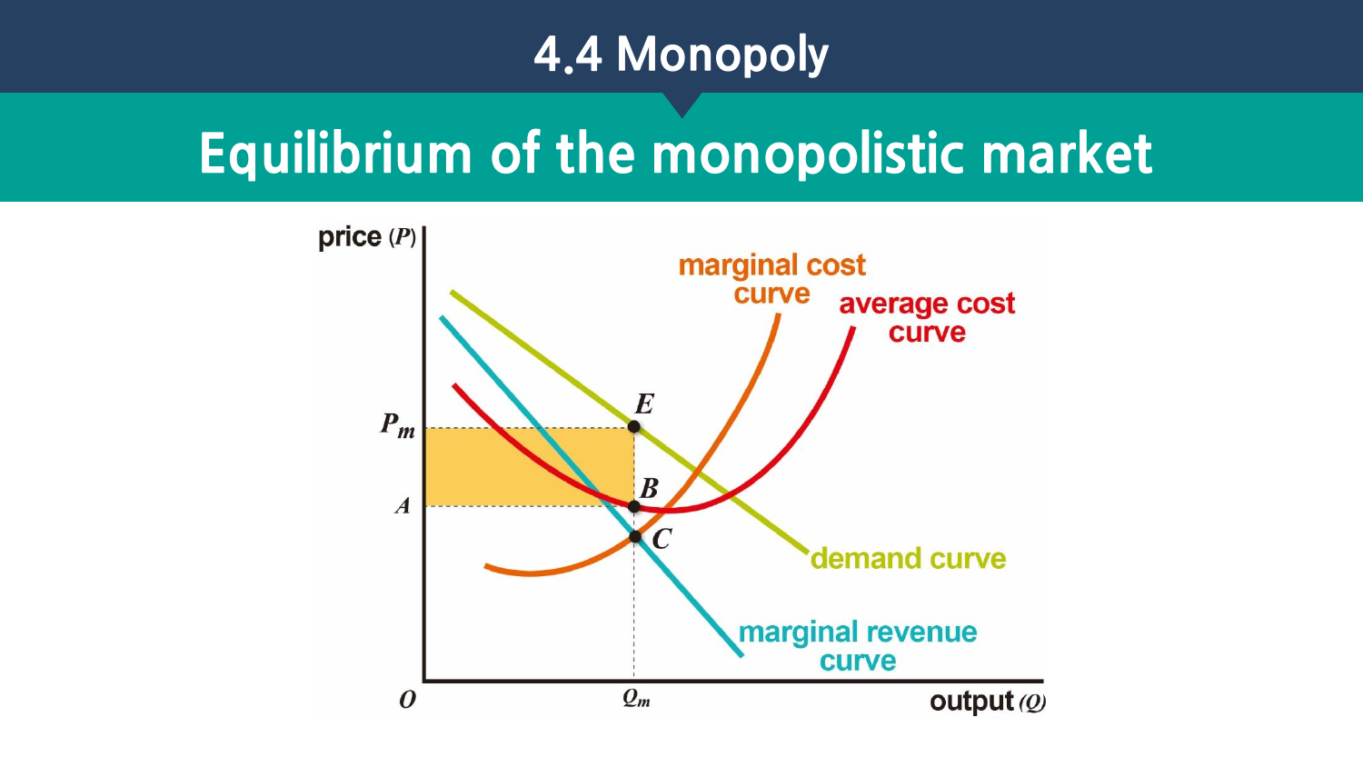# 4.4 Monopoly

## Equilibrium of the monopolistic market

price ($P$)

marginal cost curve

average cost curve

$P_m$

$E$

$A$

$B$

$C$

demand curve

marginal revenue curve

$O$

$Q_m$

output ($Q$)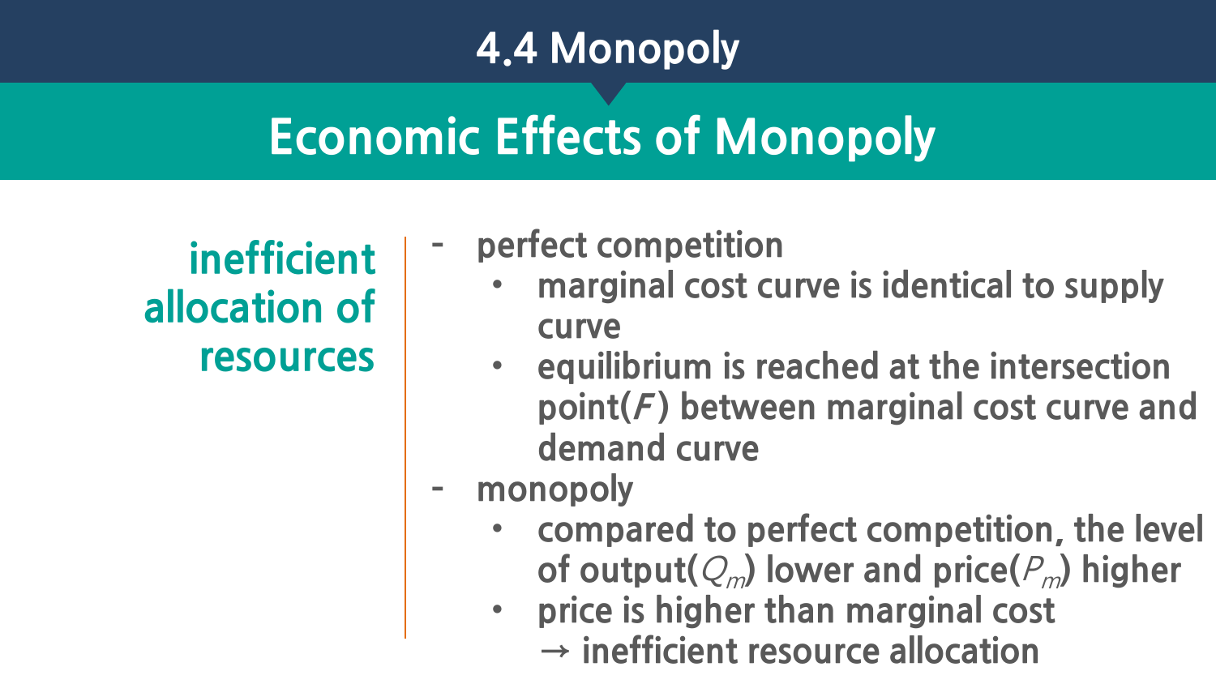# 4.4 Monopoly

## Economic Effects of Monopoly

### inefficient allocation of resources

- perfect competition
  - marginal cost curve is identical to supply curve
  - equilibrium is reached at the intersection point($F$) between marginal cost curve and demand curve
- monopoly
  - compared to perfect competition, the level of output($Q_m$) lower and price($P_m$) higher
  - price is higher than marginal cost
    → inefficient resource allocation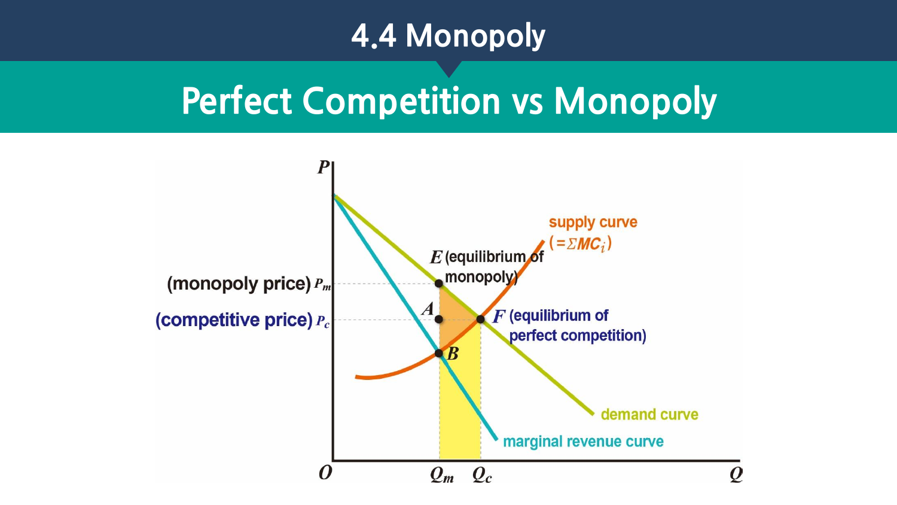# 4.4 Monopoly

## Perfect Competition vs Monopoly

$P$

(monopoly price) $P_m$

(competitive price) $P_c$

$E$ (equilibrium of monopoly)

$A$

$B$

$F$ (equilibrium of perfect competition)

supply curve ($=\Sigma MC_i$)

demand curve

marginal revenue curve

$O$ $Q_m$ $Q_c$ $Q$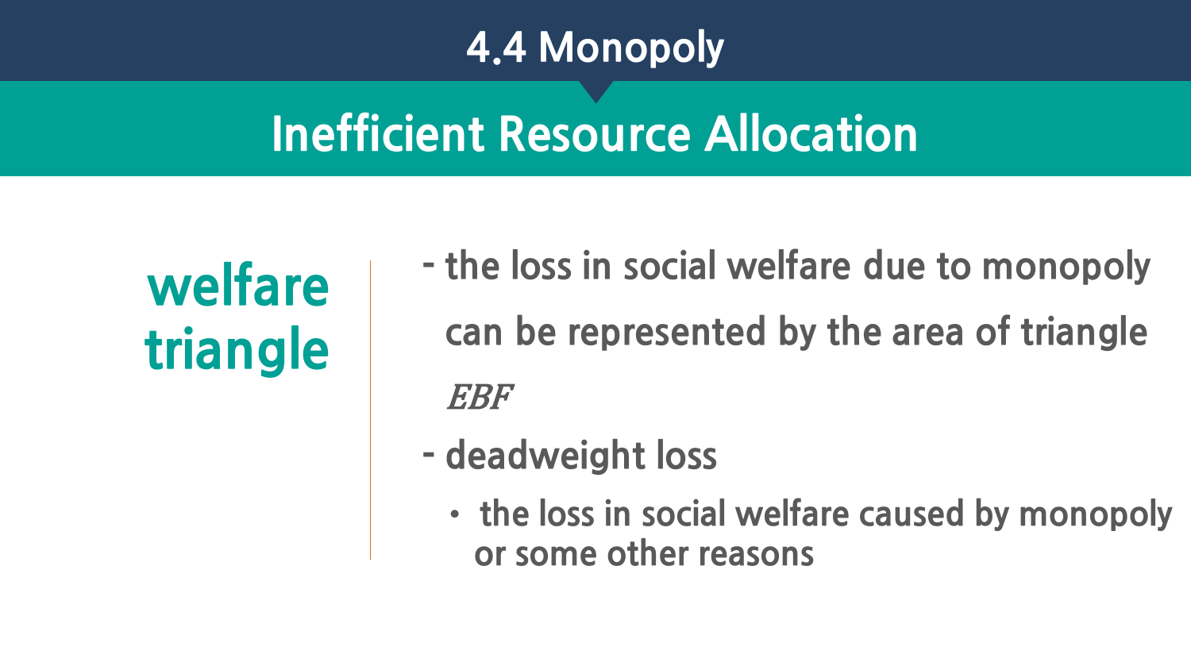# 4.4 Monopoly

## Inefficient Resource Allocation

**welfare triangle**

- the loss in social welfare due to monopoly can be represented by the area of triangle $EBF$
- deadweight loss
  - the loss in social welfare caused by monopoly or some other reasons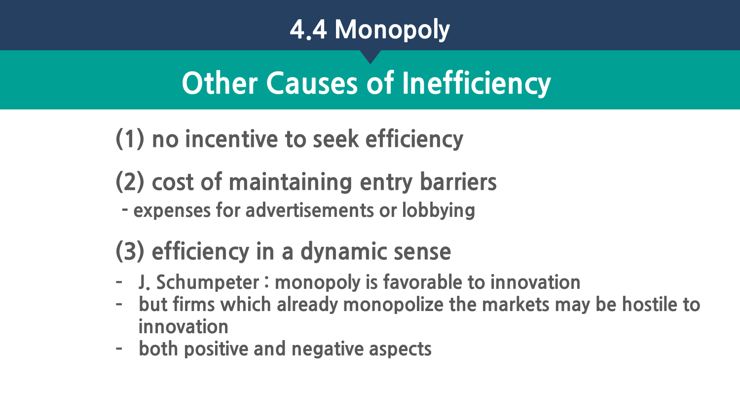# 4.4 Monopoly

## Other Causes of Inefficiency

### (1) no incentive to seek efficiency

### (2) cost of maintaining entry barriers

- expenses for advertisements or lobbying

### (3) efficiency in a dynamic sense

- J. Schumpeter : monopoly is favorable to innovation
- but firms which already monopolize the markets may be hostile to innovation
- both positive and negative aspects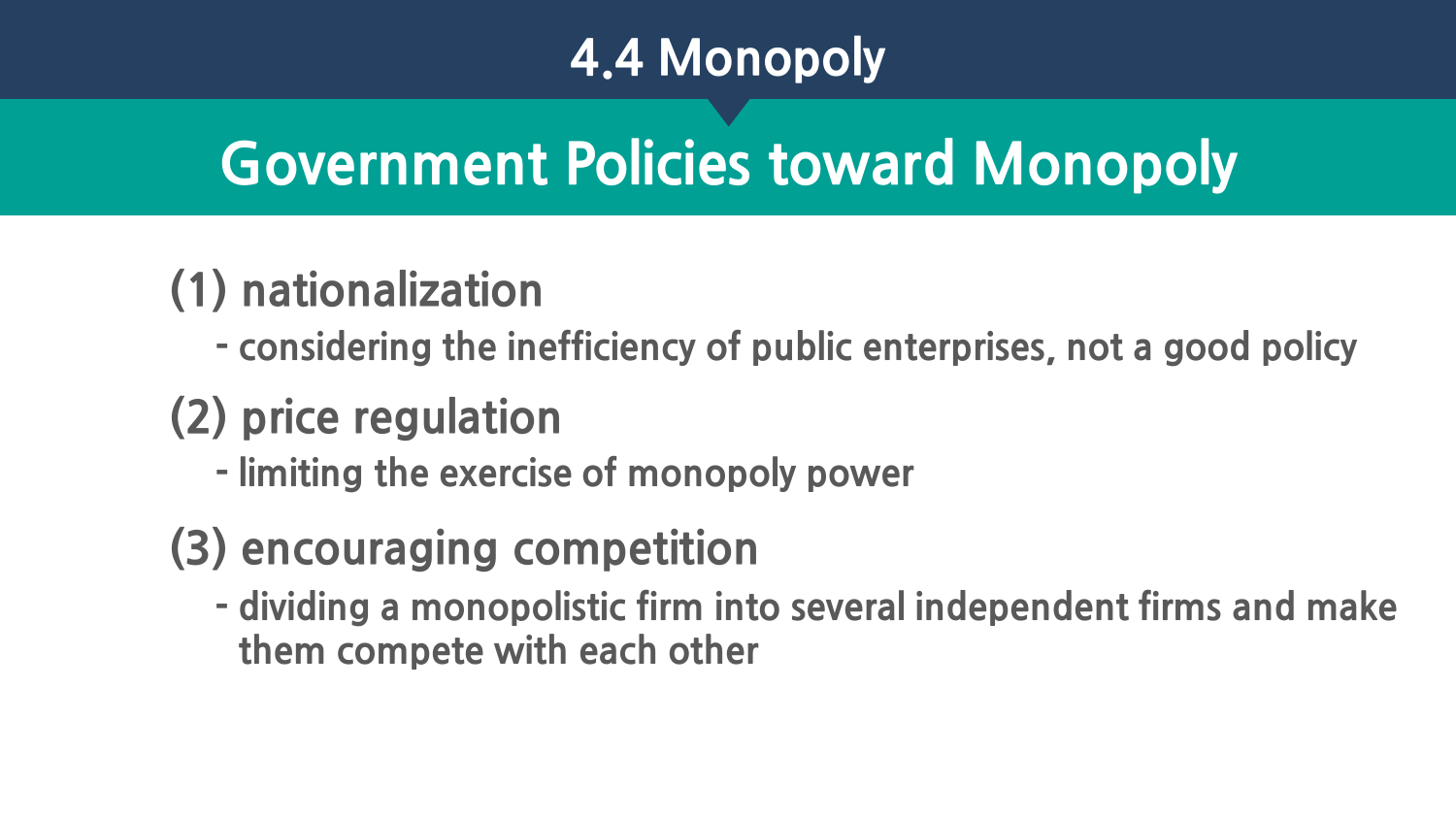# 4.4 Monopoly

## Government Policies toward Monopoly

### (1) nationalization

- considering the inefficiency of public enterprises, not a good policy

### (2) price regulation

- limiting the exercise of monopoly power

### (3) encouraging competition

- dividing a monopolistic firm into several independent firms and make them compete with each other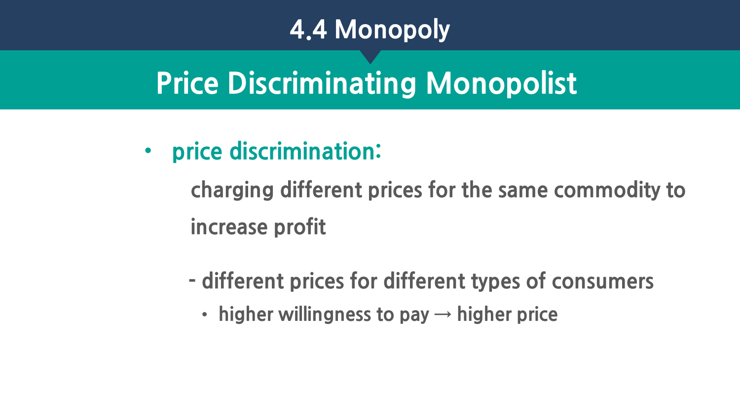# 4.4 Monopoly

## Price Discriminating Monopolist

- **price discrimination:**

  charging different prices for the same commodity to increase profit

  - different prices for different types of consumers
    - higher willingness to pay → higher price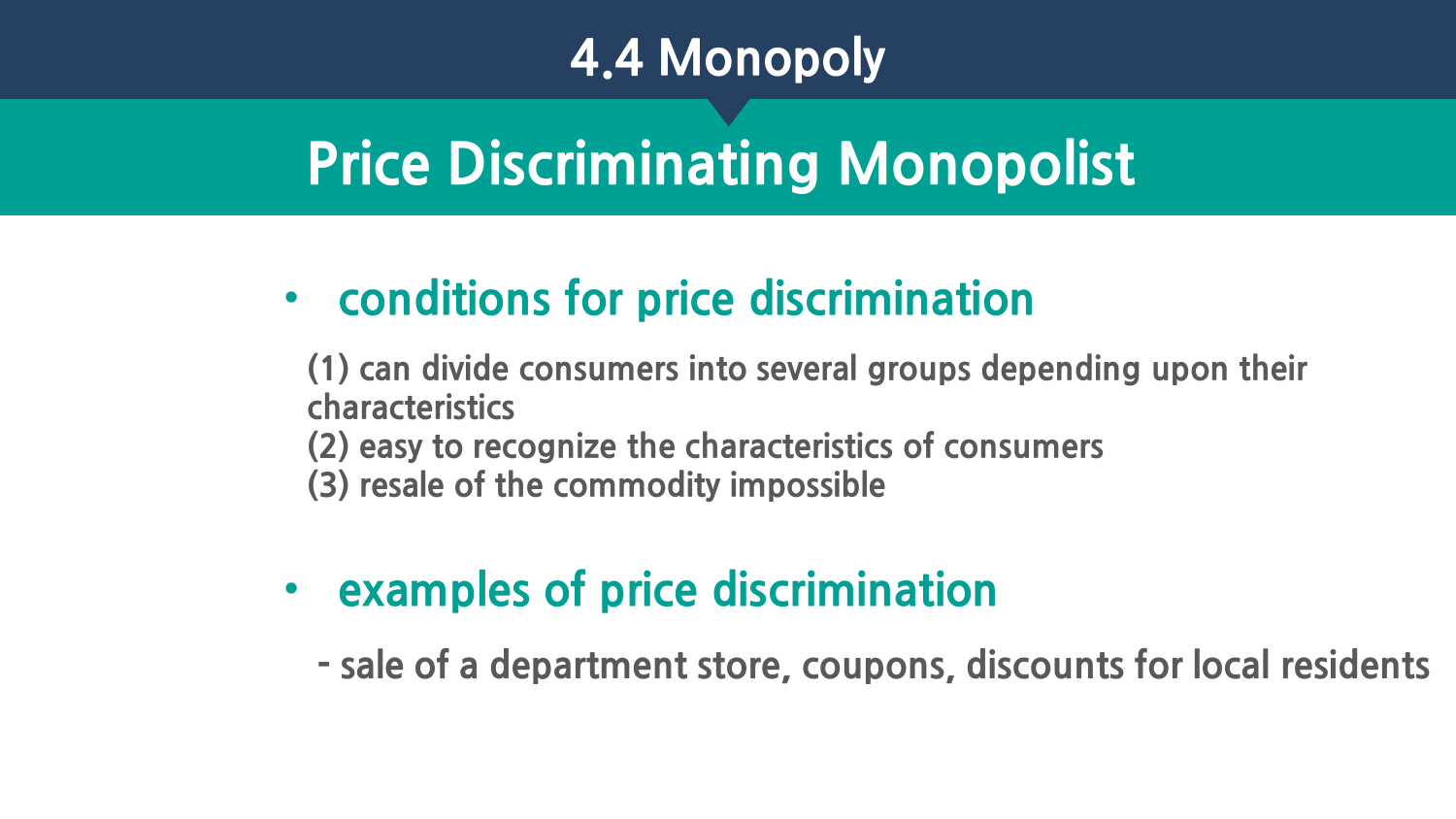# 4.4 Monopoly

## Price Discriminating Monopolist

- **conditions for price discrimination**

  (1) can divide consumers into several groups depending upon their characteristics
  (2) easy to recognize the characteristics of consumers
  (3) resale of the commodity impossible

- **examples of price discrimination**

  - sale of a department store, coupons, discounts for local residents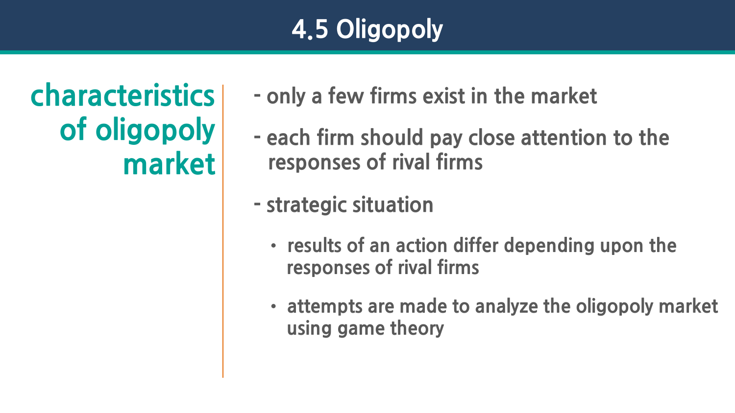# 4.5 Oligopoly

## characteristics of oligopoly market

- only a few firms exist in the market
- each firm should pay close attention to the responses of rival firms
- strategic situation
  - results of an action differ depending upon the responses of rival firms
  - attempts are made to analyze the oligopoly market using game theory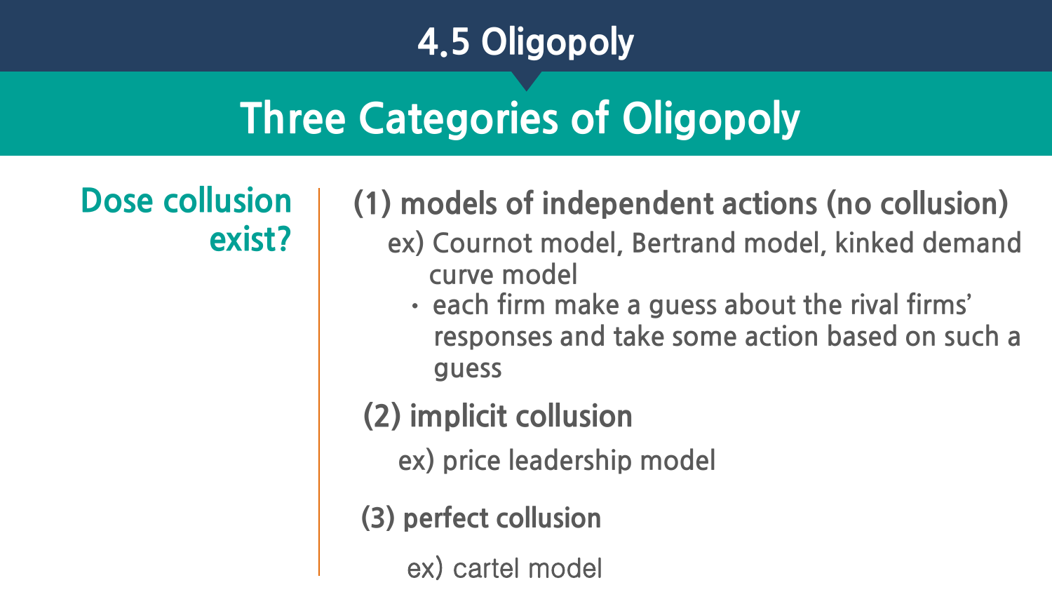# 4.5 Oligopoly

## Three Categories of Oligopoly

**Dose collusion exist?**

**(1) models of independent actions (no collusion)**

ex) Cournot model, Bertrand model, kinked demand curve model

- each firm make a guess about the rival firms' responses and take some action based on such a guess

**(2) implicit collusion**

ex) price leadership model

**(3) perfect collusion**

ex) cartel model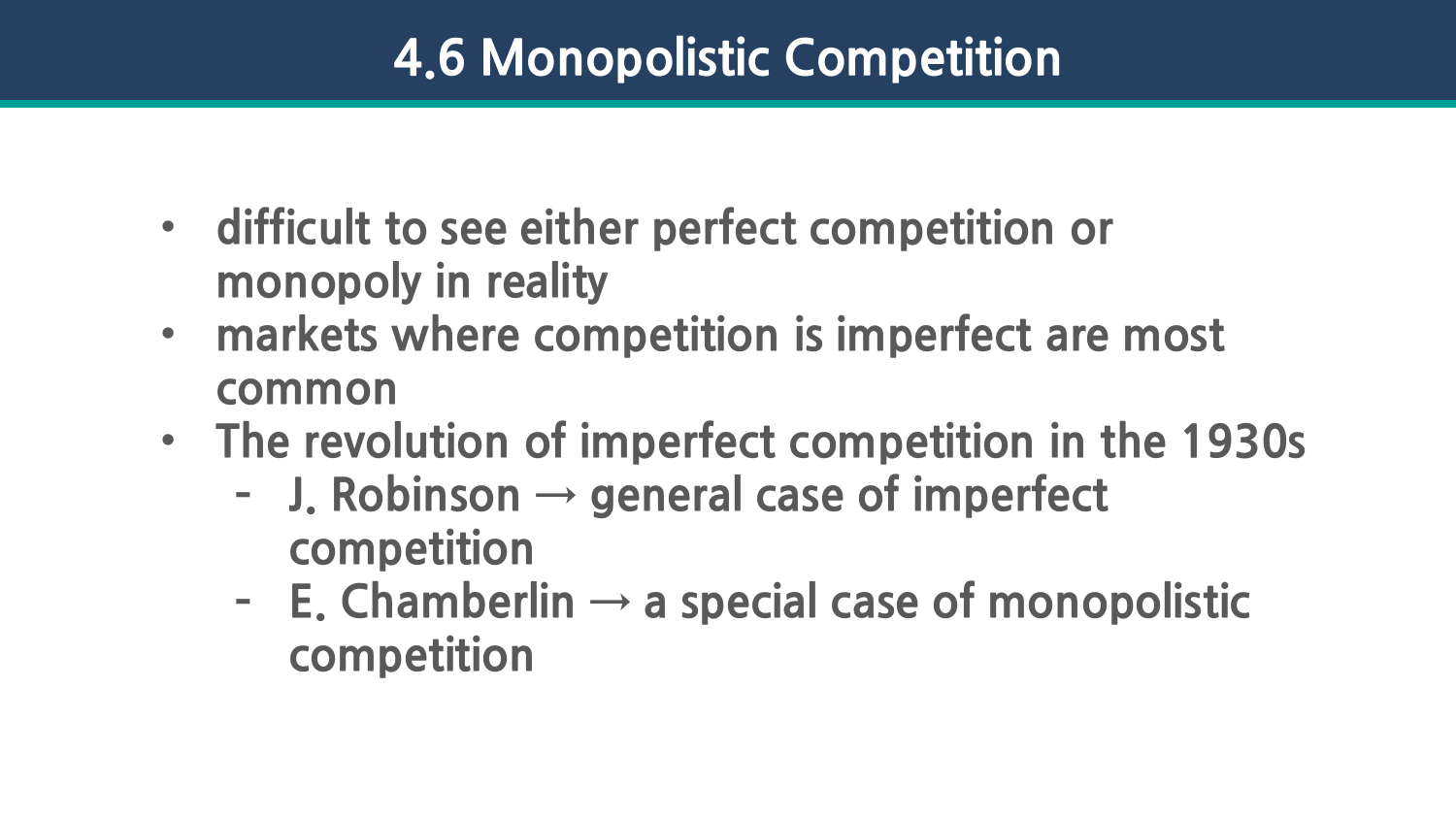# 4.6 Monopolistic Competition

- difficult to see either perfect competition or monopoly in reality
- markets where competition is imperfect are most common
- The revolution of imperfect competition in the 1930s
  - J. Robinson → general case of imperfect competition
  - E. Chamberlin → a special case of monopolistic competition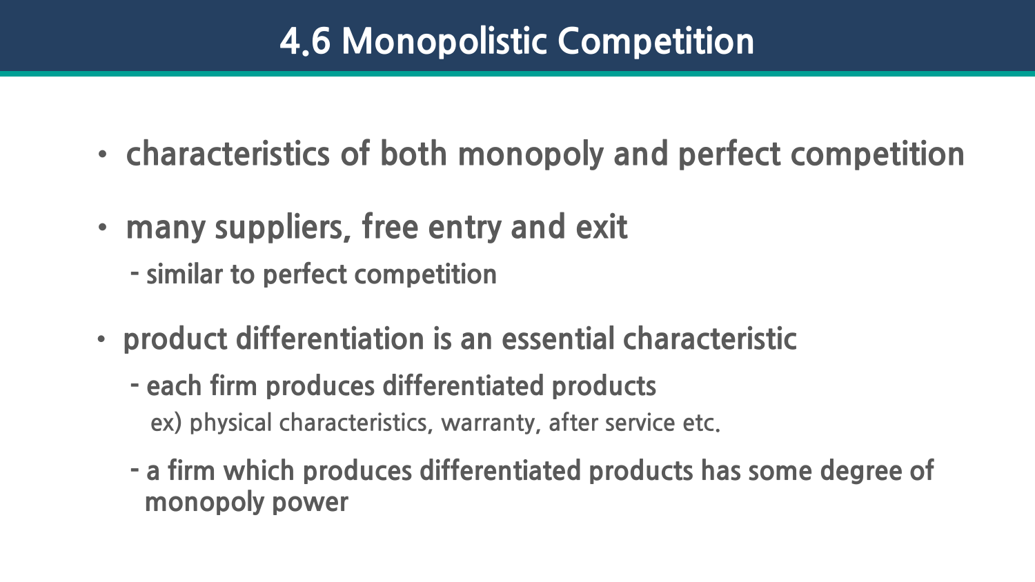# 4.6 Monopolistic Competition

- characteristics of both monopoly and perfect competition
- many suppliers, free entry and exit
  - similar to perfect competition
- product differentiation is an essential characteristic
  - each firm produces differentiated products

    ex) physical characteristics, warranty, after service etc.
  - a firm which produces differentiated products has some degree of monopoly power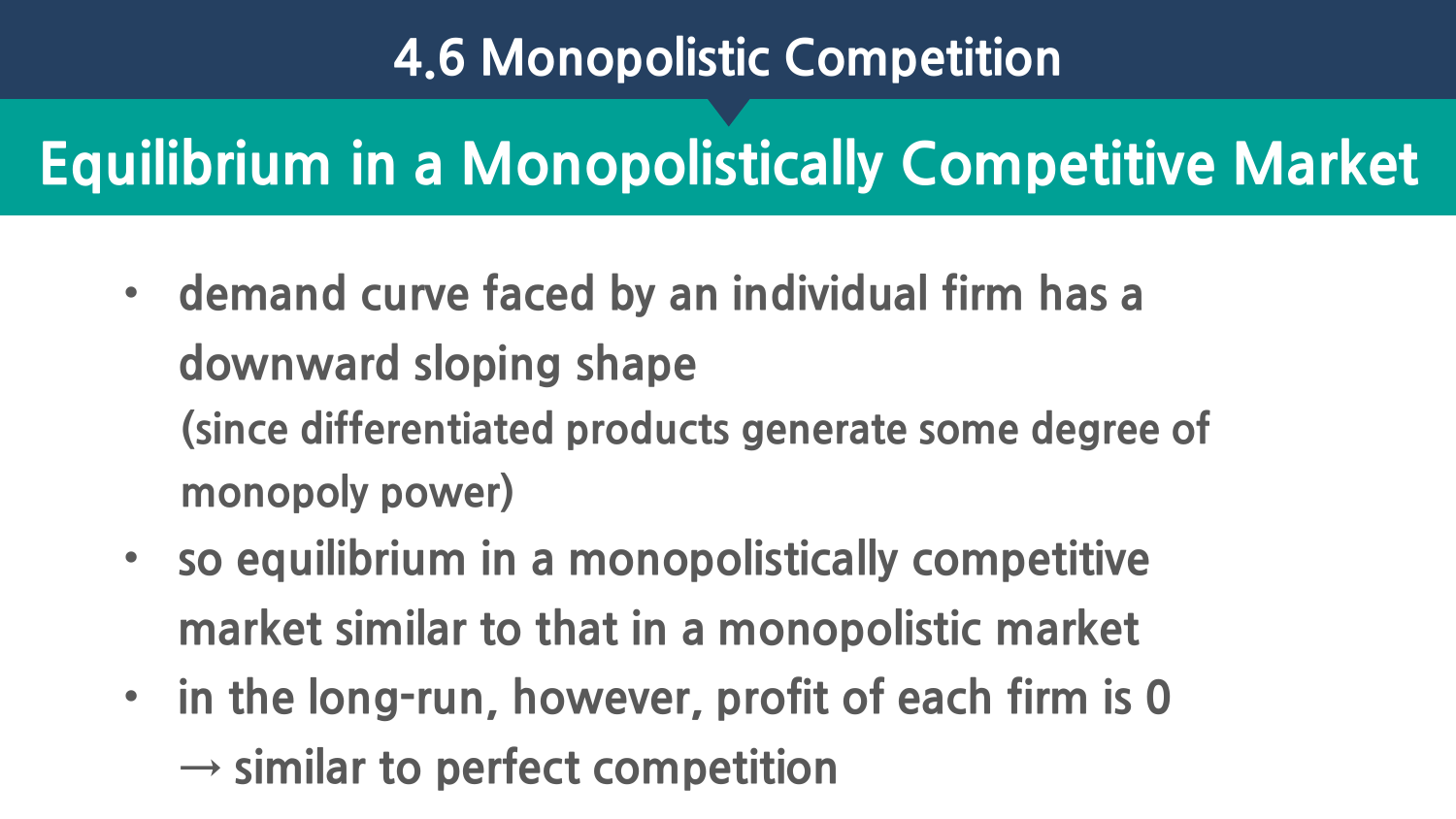# 4.6 Monopolistic Competition

## Equilibrium in a Monopolistically Competitive Market

- demand curve faced by an individual firm has a downward sloping shape
  (since differentiated products generate some degree of monopoly power)
- so equilibrium in a monopolistically competitive market similar to that in a monopolistic market
- in the long-run, however, profit of each firm is 0
  → similar to perfect competition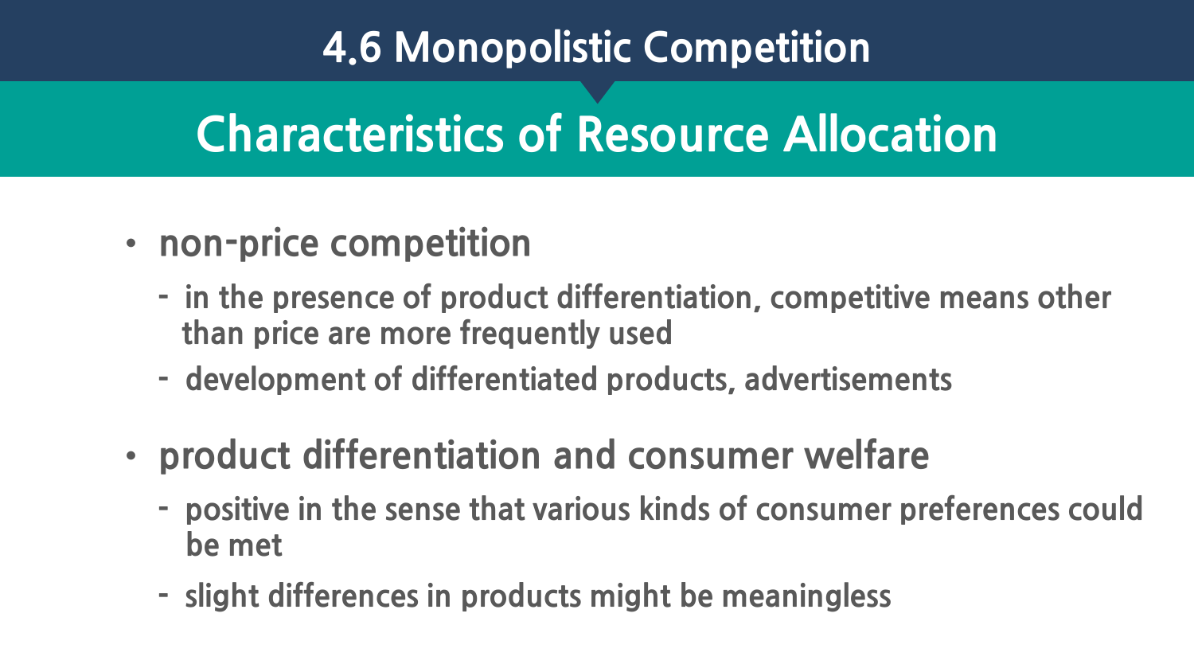# 4.6 Monopolistic Competition

## Characteristics of Resource Allocation

- **non-price competition**
  - in the presence of product differentiation, competitive means other than price are more frequently used
  - development of differentiated products, advertisements
- **product differentiation and consumer welfare**
  - positive in the sense that various kinds of consumer preferences could be met
  - slight differences in products might be meaningless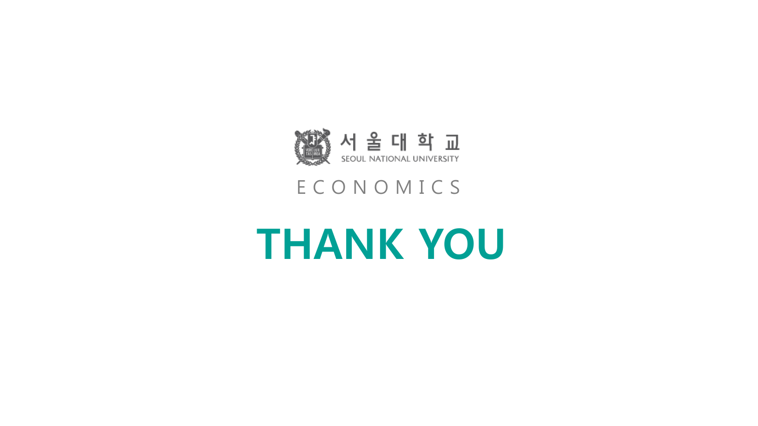서울대학교

SEOUL NATIONAL UNIVERSITY

E C O N O M I C S

# THANK YOU